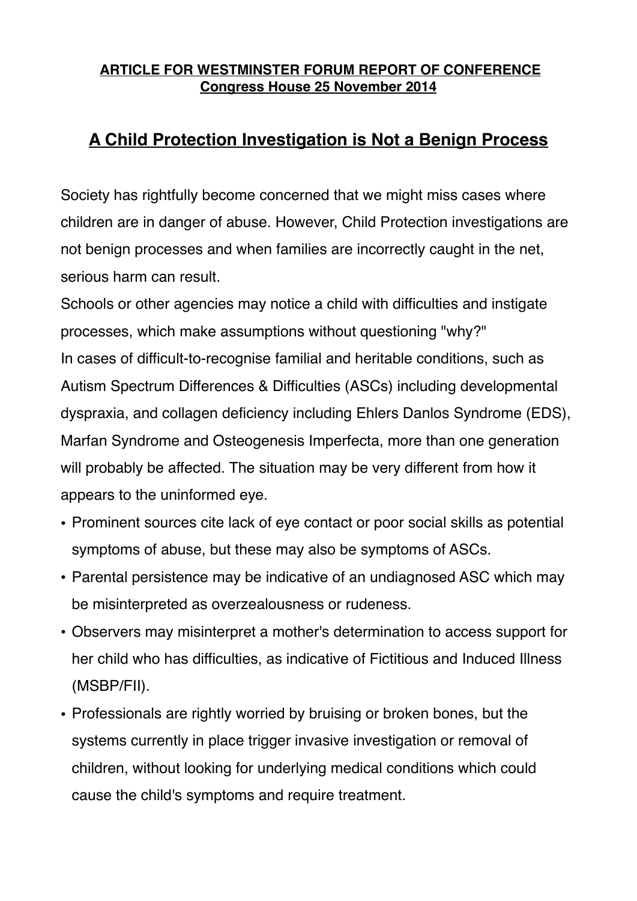**ARTICLE FOR WESTMINSTER FORUM REPORT OF CONFERENCE**
**Congress House 25 November 2014**

# A Child Protection Investigation is Not a Benign Process

Society has rightfully become concerned that we might miss cases where children are in danger of abuse. However, Child Protection investigations are not benign processes and when families are incorrectly caught in the net, serious harm can result.

Schools or other agencies may notice a child with difficulties and instigate processes, which make assumptions without questioning "why?"

In cases of difficult-to-recognise familial and heritable conditions, such as Autism Spectrum Differences & Difficulties (ASCs) including developmental dyspraxia, and collagen deficiency including Ehlers Danlos Syndrome (EDS), Marfan Syndrome and Osteogenesis Imperfecta, more than one generation will probably be affected. The situation may be very different from how it appears to the uninformed eye.

- Prominent sources cite lack of eye contact or poor social skills as potential symptoms of abuse, but these may also be symptoms of ASCs.
- Parental persistence may be indicative of an undiagnosed ASC which may be misinterpreted as overzealousness or rudeness.
- Observers may misinterpret a mother's determination to access support for her child who has difficulties, as indicative of Fictitious and Induced Illness (MSBP/FII).
- Professionals are rightly worried by bruising or broken bones, but the systems currently in place trigger invasive investigation or removal of children, without looking for underlying medical conditions which could cause the child's symptoms and require treatment.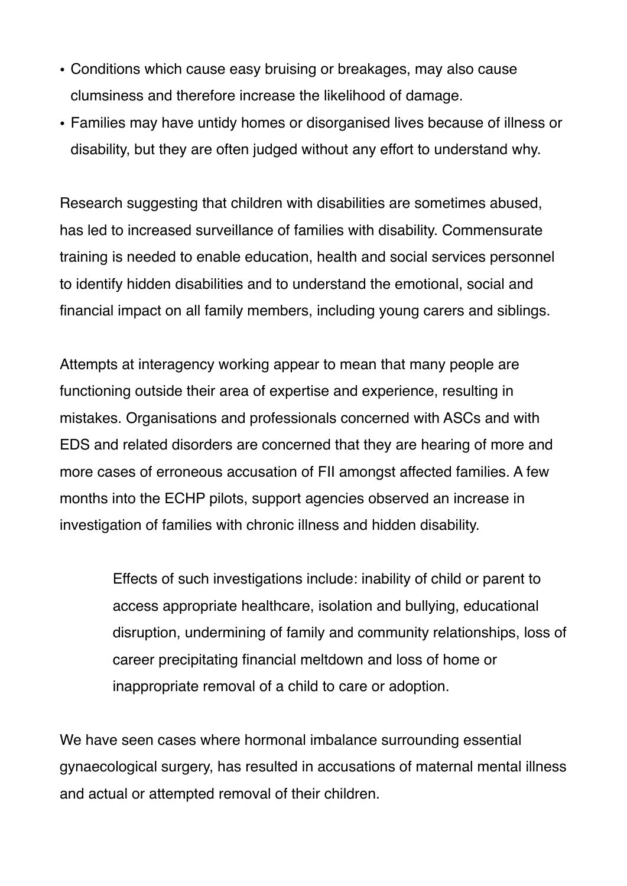- Conditions which cause easy bruising or breakages, may also cause clumsiness and therefore increase the likelihood of damage.
- Families may have untidy homes or disorganised lives because of illness or disability, but they are often judged without any effort to understand why.

Research suggesting that children with disabilities are sometimes abused, has led to increased surveillance of families with disability. Commensurate training is needed to enable education, health and social services personnel to identify hidden disabilities and to understand the emotional, social and financial impact on all family members, including young carers and siblings.

Attempts at interagency working appear to mean that many people are functioning outside their area of expertise and experience, resulting in mistakes. Organisations and professionals concerned with ASCs and with EDS and related disorders are concerned that they are hearing of more and more cases of erroneous accusation of FII amongst affected families. A few months into the ECHP pilots, support agencies observed an increase in investigation of families with chronic illness and hidden disability.

> Effects of such investigations include: inability of child or parent to access appropriate healthcare, isolation and bullying, educational disruption, undermining of family and community relationships, loss of career precipitating financial meltdown and loss of home or inappropriate removal of a child to care or adoption.

We have seen cases where hormonal imbalance surrounding essential gynaecological surgery, has resulted in accusations of maternal mental illness and actual or attempted removal of their children.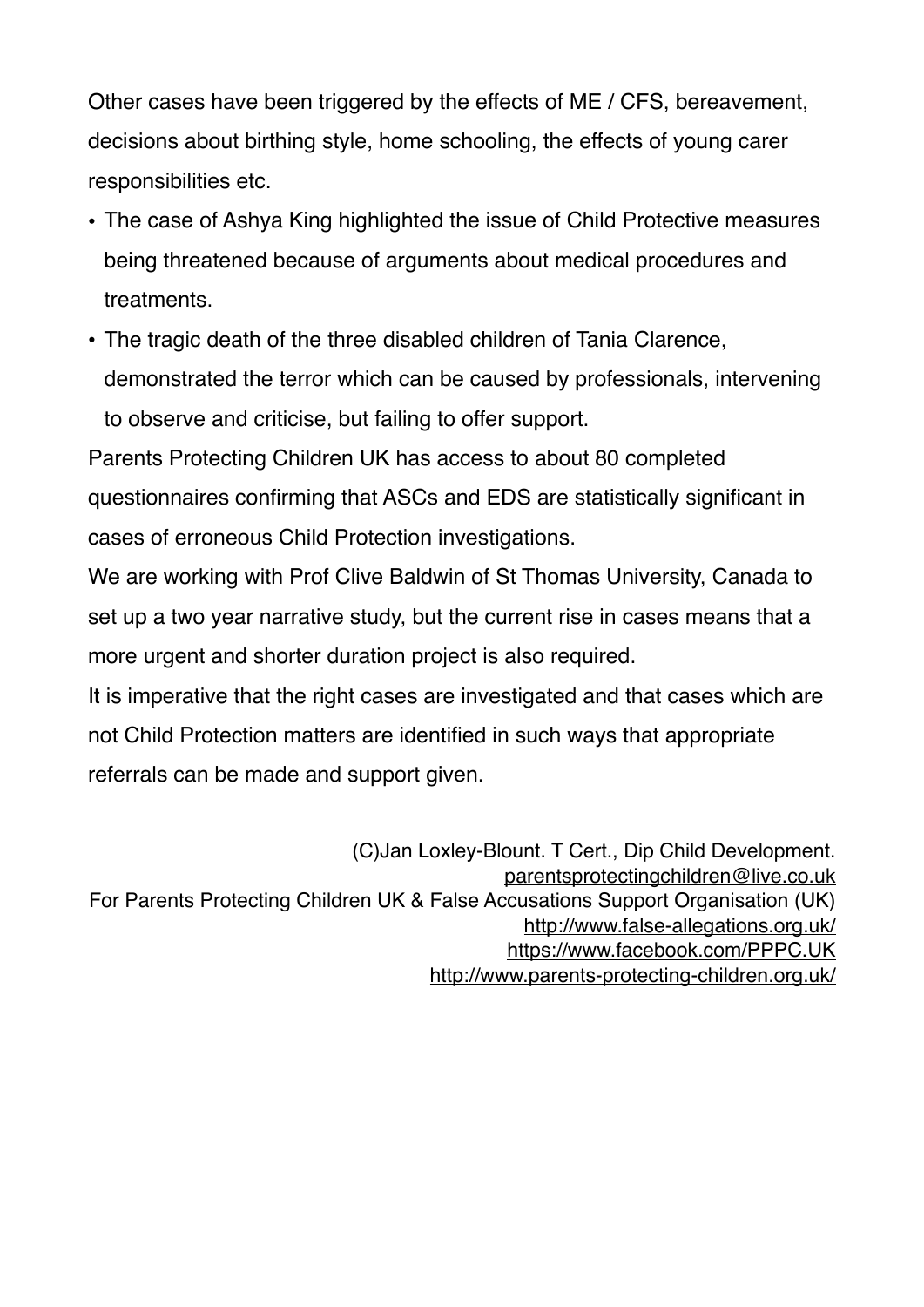Other cases have been triggered by the effects of ME / CFS, bereavement, decisions about birthing style, home schooling, the effects of young carer responsibilities etc.

- The case of Ashya King highlighted the issue of Child Protective measures being threatened because of arguments about medical procedures and treatments.
- The tragic death of the three disabled children of Tania Clarence, demonstrated the terror which can be caused by professionals, intervening to observe and criticise, but failing to offer support.

Parents Protecting Children UK has access to about 80 completed questionnaires confirming that ASCs and EDS are statistically significant in cases of erroneous Child Protection investigations.

We are working with Prof Clive Baldwin of St Thomas University, Canada to set up a two year narrative study, but the current rise in cases means that a more urgent and shorter duration project is also required.

It is imperative that the right cases are investigated and that cases which are not Child Protection matters are identified in such ways that appropriate referrals can be made and support given.

(C)Jan Loxley-Blount. T Cert., Dip Child Development.
parentsprotectingchildren@live.co.uk
For Parents Protecting Children UK & False Accusations Support Organisation (UK)
http://www.false-allegations.org.uk/
https://www.facebook.com/PPPC.UK
http://www.parents-protecting-children.org.uk/